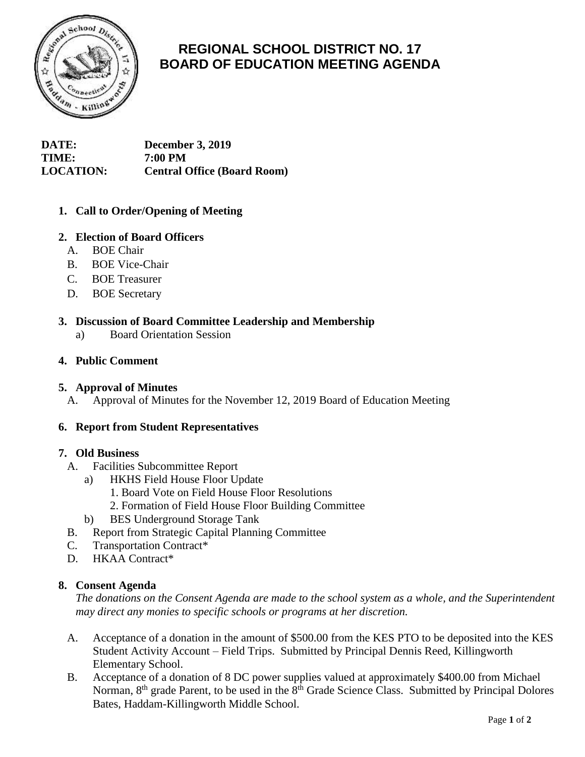# REGIONAL SCHOOL DISTRICT NO. 17
# BOARD OF EDUCATION MEETING AGENDA

**DATE:** **December 3, 2019**
**TIME:** **7:00 PM**
**LOCATION:** **Central Office (Board Room)**

1. **Call to Order/Opening of Meeting**

2. **Election of Board Officers**
   - A. BOE Chair
   - B. BOE Vice-Chair
   - C. BOE Treasurer
   - D. BOE Secretary

3. **Discussion of Board Committee Leadership and Membership**
   - a) Board Orientation Session

4. **Public Comment**

5. **Approval of Minutes**
   - A. Approval of Minutes for the November 12, 2019 Board of Education Meeting

6. **Report from Student Representatives**

7. **Old Business**
   - A. Facilities Subcommittee Report
     - a) HKHS Field House Floor Update
       1. Board Vote on Field House Floor Resolutions
       2. Formation of Field House Floor Building Committee
     - b) BES Underground Storage Tank
   - B. Report from Strategic Capital Planning Committee
   - C. Transportation Contract*
   - D. HKAA Contract*

8. **Consent Agenda**

   *The donations on the Consent Agenda are made to the school system as a whole, and the Superintendent may direct any monies to specific schools or programs at her discretion.*

   - A. Acceptance of a donation in the amount of $500.00 from the KES PTO to be deposited into the KES Student Activity Account – Field Trips. Submitted by Principal Dennis Reed, Killingworth Elementary School.
   - B. Acceptance of a donation of 8 DC power supplies valued at approximately $400.00 from Michael Norman, 8th grade Parent, to be used in the 8th Grade Science Class. Submitted by Principal Dolores Bates, Haddam-Killingworth Middle School.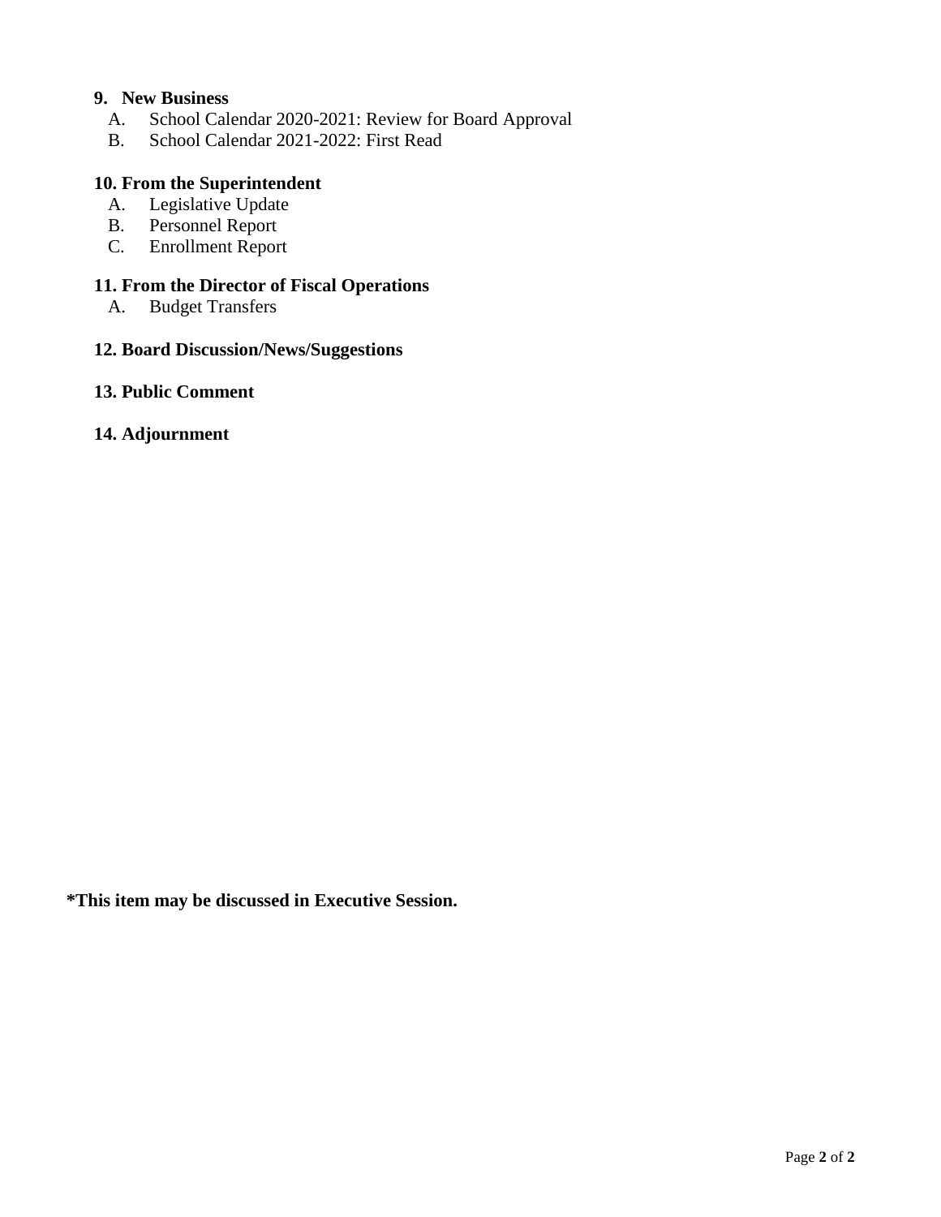**9. New Business**

A. School Calendar 2020-2021: Review for Board Approval
B. School Calendar 2021-2022: First Read

**10. From the Superintendent**

A. Legislative Update
B. Personnel Report
C. Enrollment Report

**11. From the Director of Fiscal Operations**

A. Budget Transfers

**12. Board Discussion/News/Suggestions**

**13. Public Comment**

**14. Adjournment**

**\*This item may be discussed in Executive Session.**